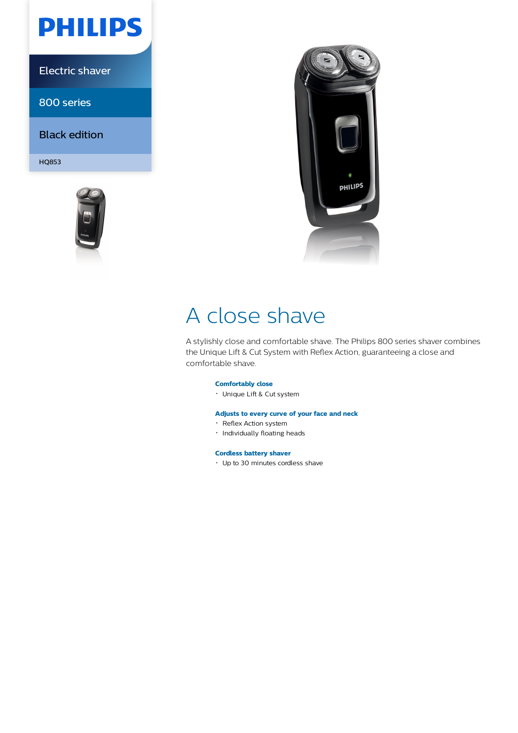PHILIPS

Electric shaver

800 series

Black edition

HQ853

# A close shave

A stylishly close and comfortable shave. The Philips 800 series shaver combines the Unique Lift & Cut System with Reflex Action, guaranteeing a close and comfortable shave.

**Comfortably close**

- Unique Lift & Cut system

**Adjusts to every curve of your face and neck**

- Reflex Action system
- Individually floating heads

**Cordless battery shaver**

- Up to 30 minutes cordless shave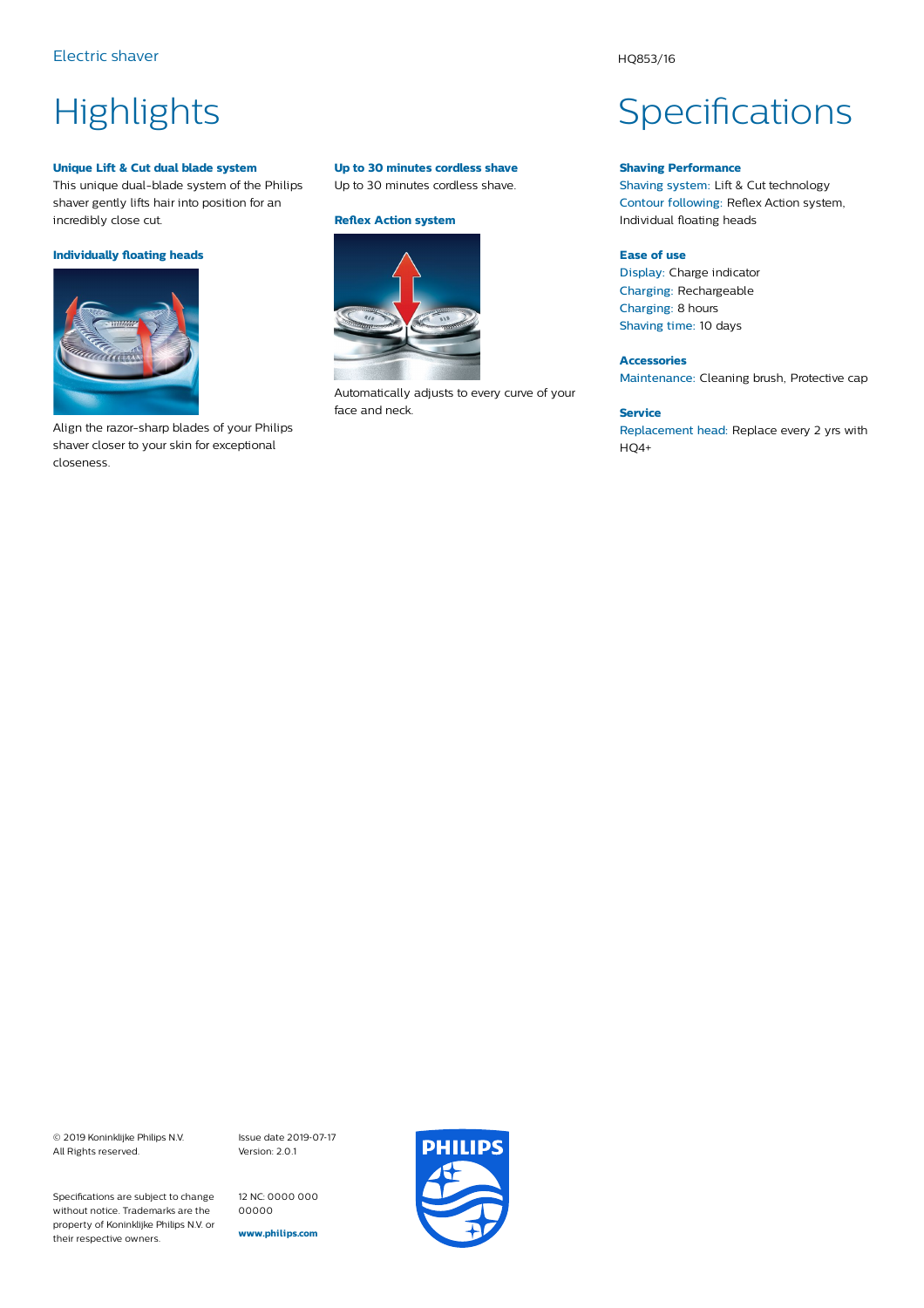Electric shaver

HQ853/16

# Highlights

### Unique Lift & Cut dual blade system

This unique dual-blade system of the Philips shaver gently lifts hair into position for an incredibly close cut.

### Individually floating heads

Align the razor-sharp blades of your Philips shaver closer to your skin for exceptional closeness.

### Up to 30 minutes cordless shave

Up to 30 minutes cordless shave.

### Reflex Action system

Automatically adjusts to every curve of your face and neck.

# Specifications

### Shaving Performance

- Shaving system: Lift & Cut technology
- Contour following: Reflex Action system, Individual floating heads

### Ease of use

- Display: Charge indicator
- Charging: Rechargeable
- Charging: 8 hours
- Shaving time: 10 days

### Accessories

- Maintenance: Cleaning brush, Protective cap

### Service

- Replacement head: Replace every 2 yrs with HQ4+

© 2019 Koninklijke Philips N.V.
All Rights reserved.

Specifications are subject to change without notice. Trademarks are the property of Koninklijke Philips N.V. or their respective owners.

Issue date 2019-07-17
Version: 2.0.1

12 NC: 0000 000 00000

www.philips.com